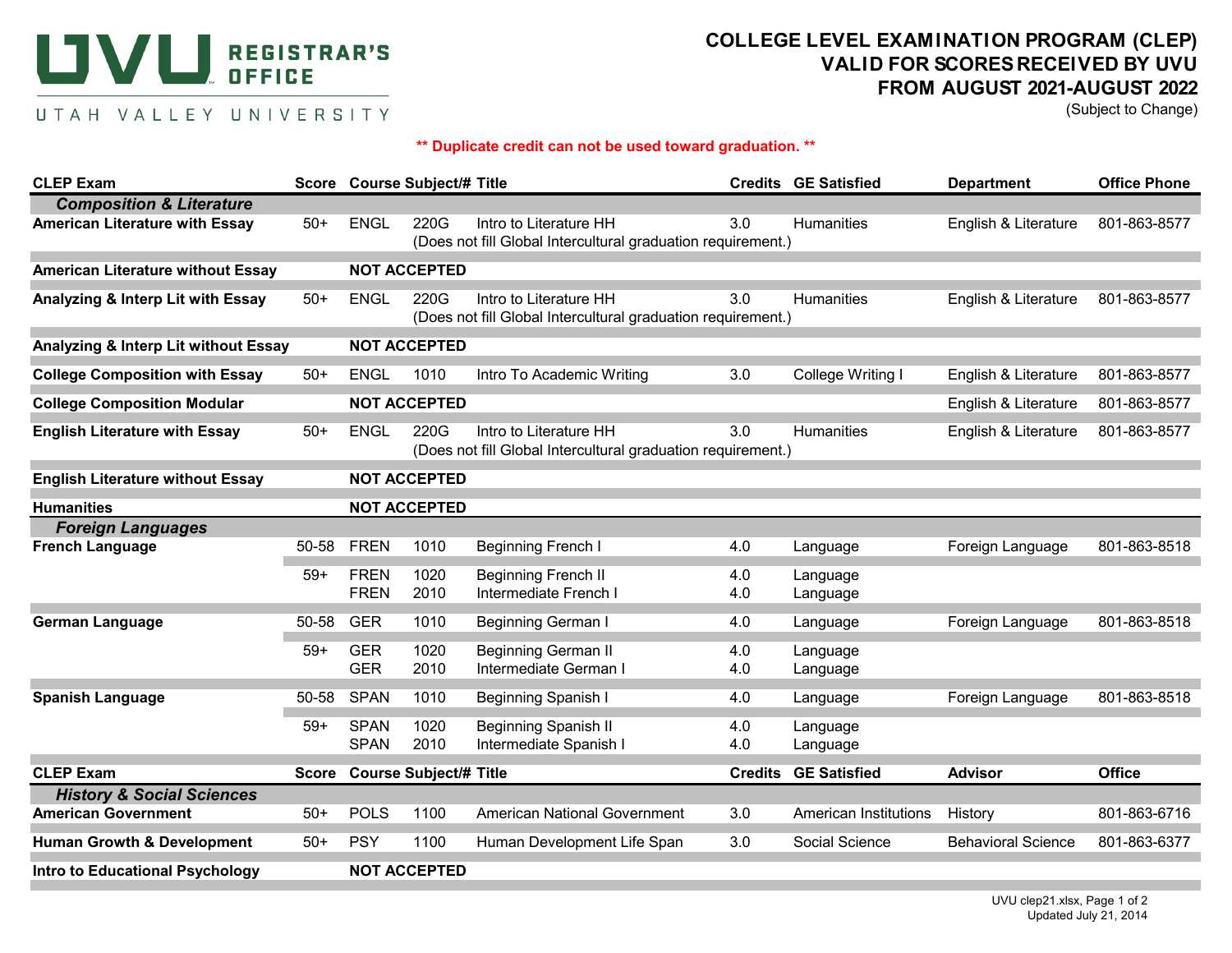# UVU REGISTRAR'S OFFICE

UTAH VALLEY UNIVERSITY

## COLLEGE LEVEL EXAMINATION PROGRAM (CLEP)
## VALID FOR SCORES RECEIVED BY UVU FROM AUGUST 2021-AUGUST 2022

(Subject to Change)

**\*\* Duplicate credit can not be used toward graduation. \*\***

| CLEP Exam | Score | Course Subject/# | | Title | Credits | GE Satisfied | Department | Office Phone |
|---|---|---|---|---|---|---|---|---|
| ***Composition & Literature*** | | | | | | | | |
| **American Literature with Essay** | 50+ | ENGL | 220G | Intro to Literature HH (Does not fill Global Intercultural graduation requirement.) | 3.0 | Humanities | English & Literature | 801-863-8577 |
| **American Literature without Essay** | | **NOT ACCEPTED** | | | | | | |
| **Analyzing & Interp Lit with Essay** | 50+ | ENGL | 220G | Intro to Literature HH (Does not fill Global Intercultural graduation requirement.) | 3.0 | Humanities | English & Literature | 801-863-8577 |
| **Analyzing & Interp Lit without Essay** | | **NOT ACCEPTED** | | | | | | |
| **College Composition with Essay** | 50+ | ENGL | 1010 | Intro To Academic Writing | 3.0 | College Writing I | English & Literature | 801-863-8577 |
| **College Composition Modular** | | **NOT ACCEPTED** | | | | | English & Literature | 801-863-8577 |
| **English Literature with Essay** | 50+ | ENGL | 220G | Intro to Literature HH (Does not fill Global Intercultural graduation requirement.) | 3.0 | Humanities | English & Literature | 801-863-8577 |
| **English Literature without Essay** | | **NOT ACCEPTED** | | | | | | |
| **Humanities** | | **NOT ACCEPTED** | | | | | | |
| ***Foreign Languages*** | | | | | | | | |
| **French Language** | 50-58 | FREN | 1010 | Beginning French I | 4.0 | Language | Foreign Language | 801-863-8518 |
| | 59+ | FREN | 1020 | Beginning French II | 4.0 | Language | | |
| | | FREN | 2010 | Intermediate French I | 4.0 | Language | | |
| **German Language** | 50-58 | GER | 1010 | Beginning German I | 4.0 | Language | Foreign Language | 801-863-8518 |
| | 59+ | GER | 1020 | Beginning German II | 4.0 | Language | | |
| | | GER | 2010 | Intermediate German I | 4.0 | Language | | |
| **Spanish Language** | 50-58 | SPAN | 1010 | Beginning Spanish I | 4.0 | Language | Foreign Language | 801-863-8518 |
| | 59+ | SPAN | 1020 | Beginning Spanish II | 4.0 | Language | | |
| | | SPAN | 2010 | Intermediate Spanish I | 4.0 | Language | | |

| CLEP Exam | Score | Course Subject/# | | Title | Credits | GE Satisfied | Advisor | Office |
|---|---|---|---|---|---|---|---|---|
| ***History & Social Sciences*** | | | | | | | | |
| **American Government** | 50+ | POLS | 1100 | American National Government | 3.0 | American Institutions | History | 801-863-6716 |
| **Human Growth & Development** | 50+ | PSY | 1100 | Human Development Life Span | 3.0 | Social Science | Behavioral Science | 801-863-6377 |
| **Intro to Educational Psychology** | | **NOT ACCEPTED** | | | | | | |

UVU clep21.xlsx
Updated July 21, 2014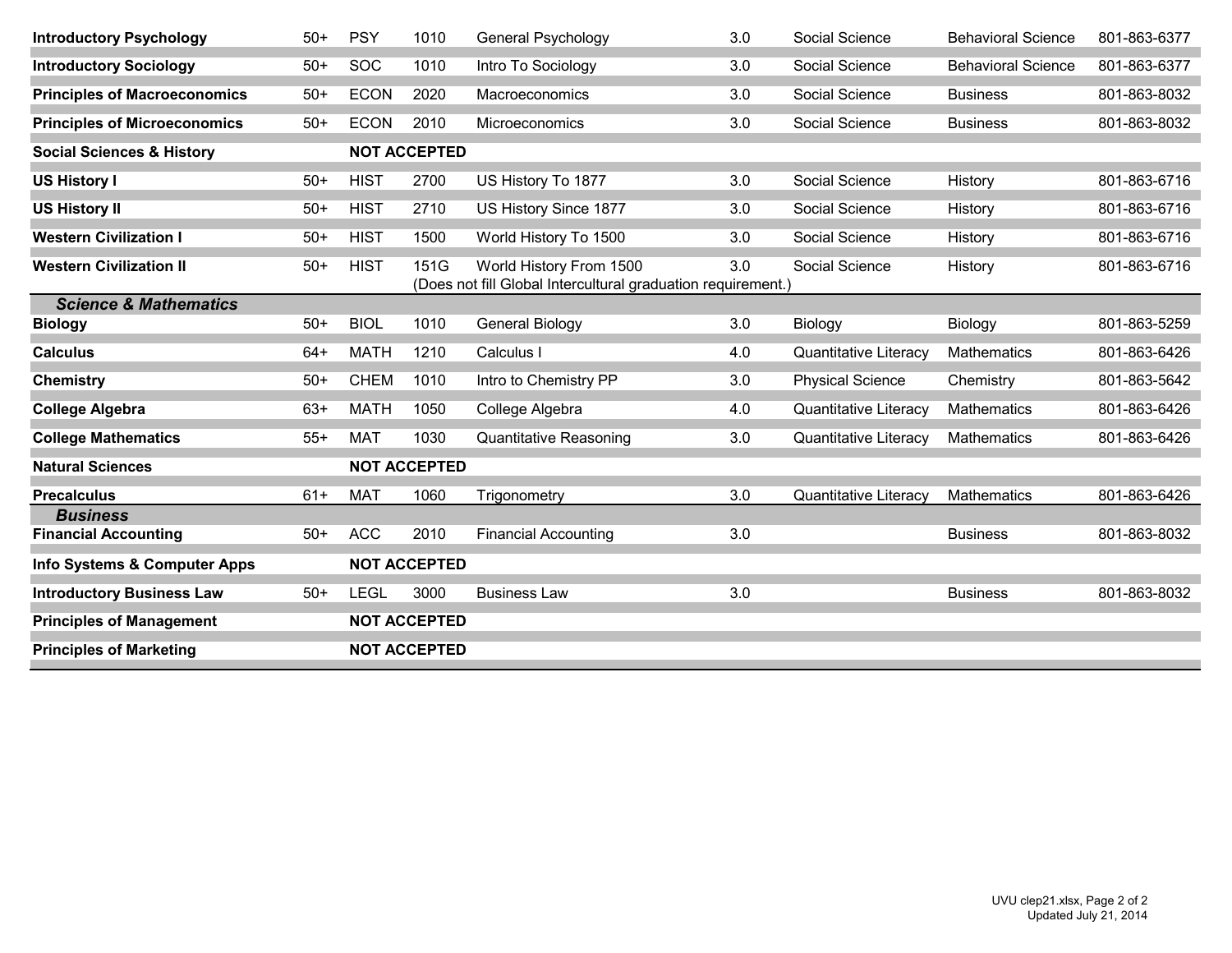| | | | | | | | | |
|---|---|---|---|---|---|---|---|---|
| **Introductory Psychology** | 50+ | PSY | 1010 | General Psychology | 3.0 | Social Science | Behavioral Science | 801-863-6377 |
| **Introductory Sociology** | 50+ | SOC | 1010 | Intro To Sociology | 3.0 | Social Science | Behavioral Science | 801-863-6377 |
| **Principles of Macroeconomics** | 50+ | ECON | 2020 | Macroeconomics | 3.0 | Social Science | Business | 801-863-8032 |
| **Principles of Microeconomics** | 50+ | ECON | 2010 | Microeconomics | 3.0 | Social Science | Business | 801-863-8032 |
| **Social Sciences & History** | | **NOT ACCEPTED** | | | | | | |
| **US History I** | 50+ | HIST | 2700 | US History To 1877 | 3.0 | Social Science | History | 801-863-6716 |
| **US History II** | 50+ | HIST | 2710 | US History Since 1877 | 3.0 | Social Science | History | 801-863-6716 |
| **Western Civilization I** | 50+ | HIST | 1500 | World History To 1500 | 3.0 | Social Science | History | 801-863-6716 |
| **Western Civilization II** | 50+ | HIST | 151G | World History From 1500 (Does not fill Global Intercultural graduation requirement.) | 3.0 | Social Science | History | 801-863-6716 |
| ***Science & Mathematics*** | | | | | | | | |
| **Biology** | 50+ | BIOL | 1010 | General Biology | 3.0 | Biology | Biology | 801-863-5259 |
| **Calculus** | 64+ | MATH | 1210 | Calculus I | 4.0 | Quantitative Literacy | Mathematics | 801-863-6426 |
| **Chemistry** | 50+ | CHEM | 1010 | Intro to Chemistry PP | 3.0 | Physical Science | Chemistry | 801-863-5642 |
| **College Algebra** | 63+ | MATH | 1050 | College Algebra | 4.0 | Quantitative Literacy | Mathematics | 801-863-6426 |
| **College Mathematics** | 55+ | MAT | 1030 | Quantitative Reasoning | 3.0 | Quantitative Literacy | Mathematics | 801-863-6426 |
| **Natural Sciences** | | **NOT ACCEPTED** | | | | | | |
| **Precalculus** | 61+ | MAT | 1060 | Trigonometry | 3.0 | Quantitative Literacy | Mathematics | 801-863-6426 |
| ***Business*** | | | | | | | | |
| **Financial Accounting** | 50+ | ACC | 2010 | Financial Accounting | 3.0 | | Business | 801-863-8032 |
| **Info Systems & Computer Apps** | | **NOT ACCEPTED** | | | | | | |
| **Introductory Business Law** | 50+ | LEGL | 3000 | Business Law | 3.0 | | Business | 801-863-8032 |
| **Principles of Management** | | **NOT ACCEPTED** | | | | | | |
| **Principles of Marketing** | | **NOT ACCEPTED** | | | | | | |

UVU clep21.xlsx
Updated July 21, 2014